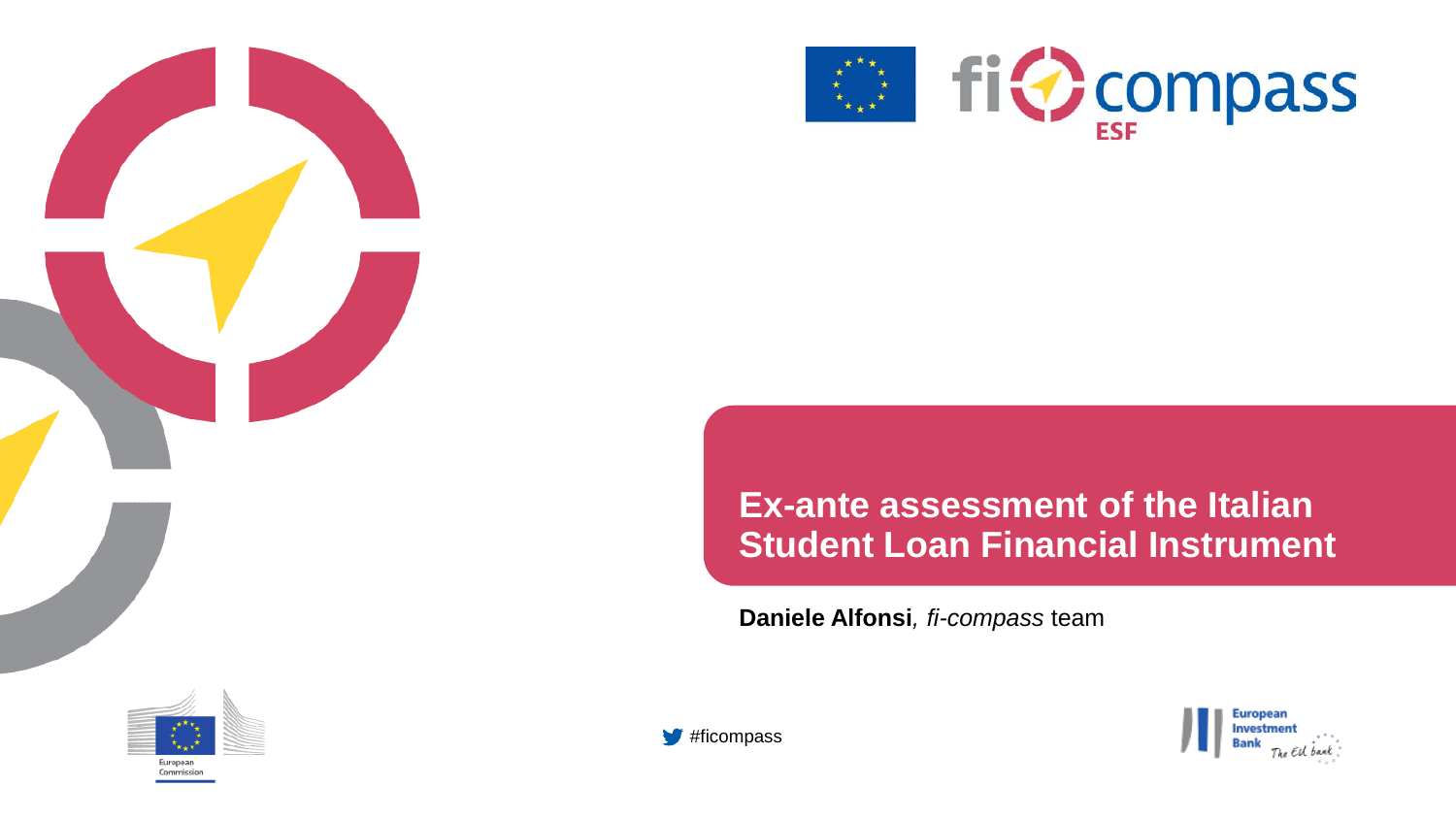# Ex-ante assessment of the Italian Student Loan Financial Instrument

**Daniele Alfonsi**, *fi-compass* team

#ficompass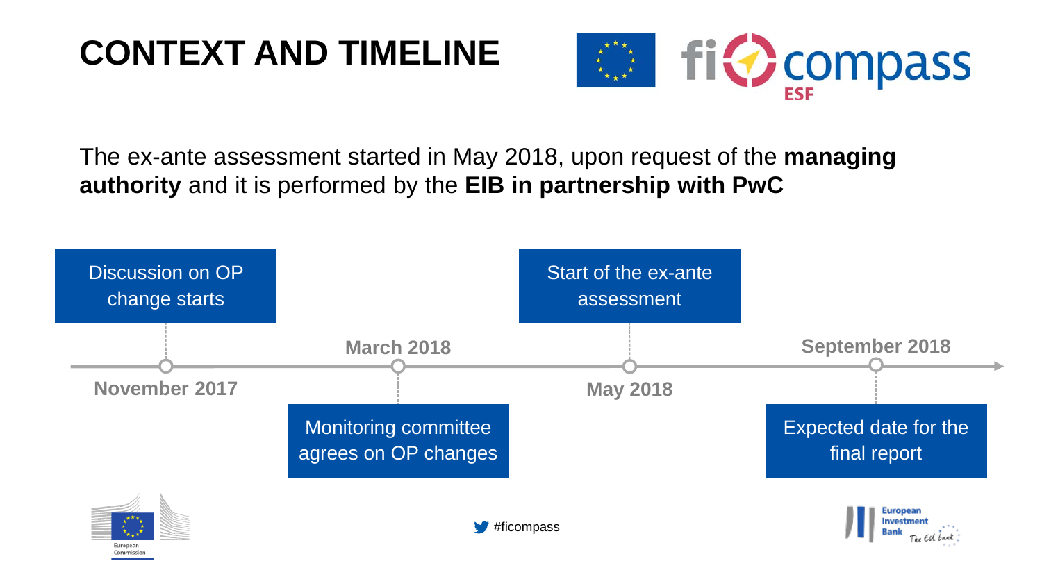# CONTEXT AND TIMELINE

The ex-ante assessment started in May 2018, upon request of the **managing authority** and it is performed by the **EIB in partnership with PwC**

- **November 2017** – Discussion on OP change starts
- **March 2018** – Monitoring committee agrees on OP changes
- **May 2018** – Start of the ex-ante assessment
- **September 2018** – Expected date for the final report

#ficompass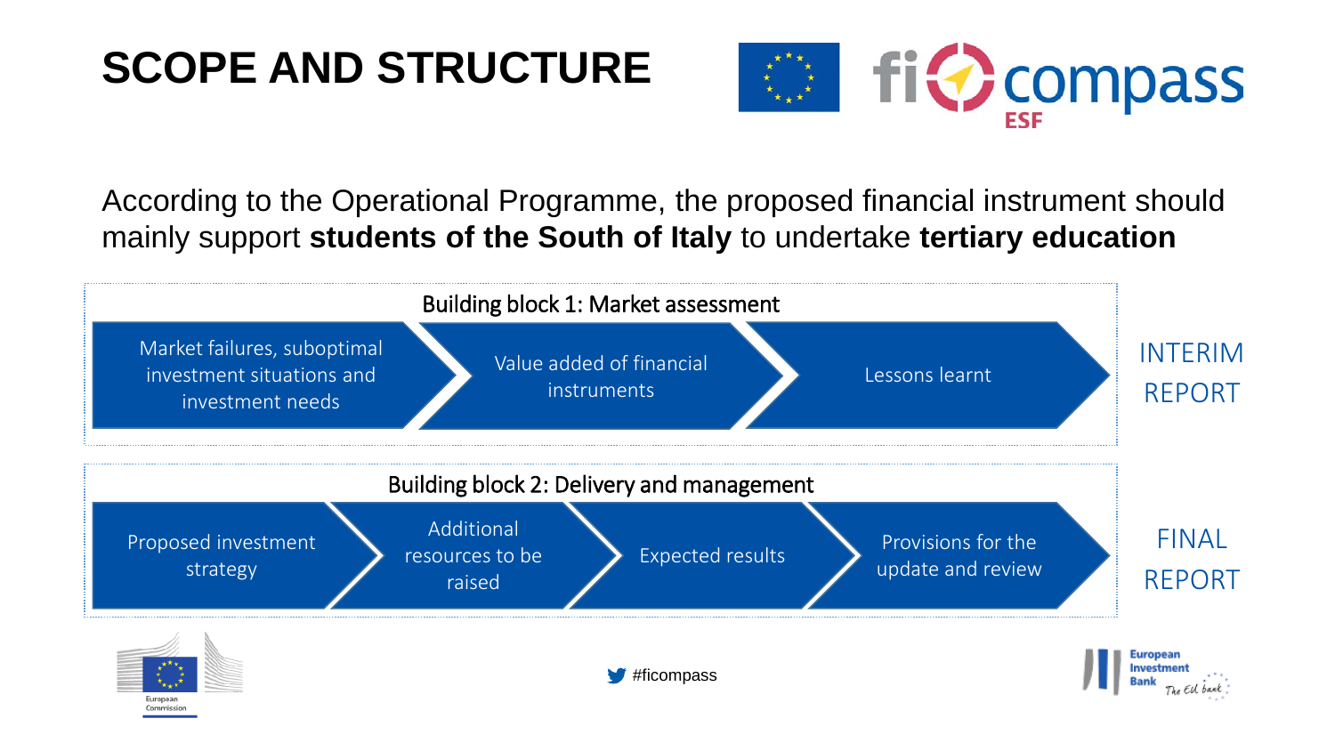# SCOPE AND STRUCTURE

According to the Operational Programme, the proposed financial instrument should mainly support **students of the South of Italy** to undertake **tertiary education**

## Building block 1: Market assessment

- Market failures, suboptimal investment situations and investment needs
- Value added of financial instruments
- Lessons learnt

INTERIM REPORT

## Building block 2: Delivery and management

- Proposed investment strategy
- Additional resources to be raised
- Expected results
- Provisions for the update and review

FINAL REPORT

#ficompass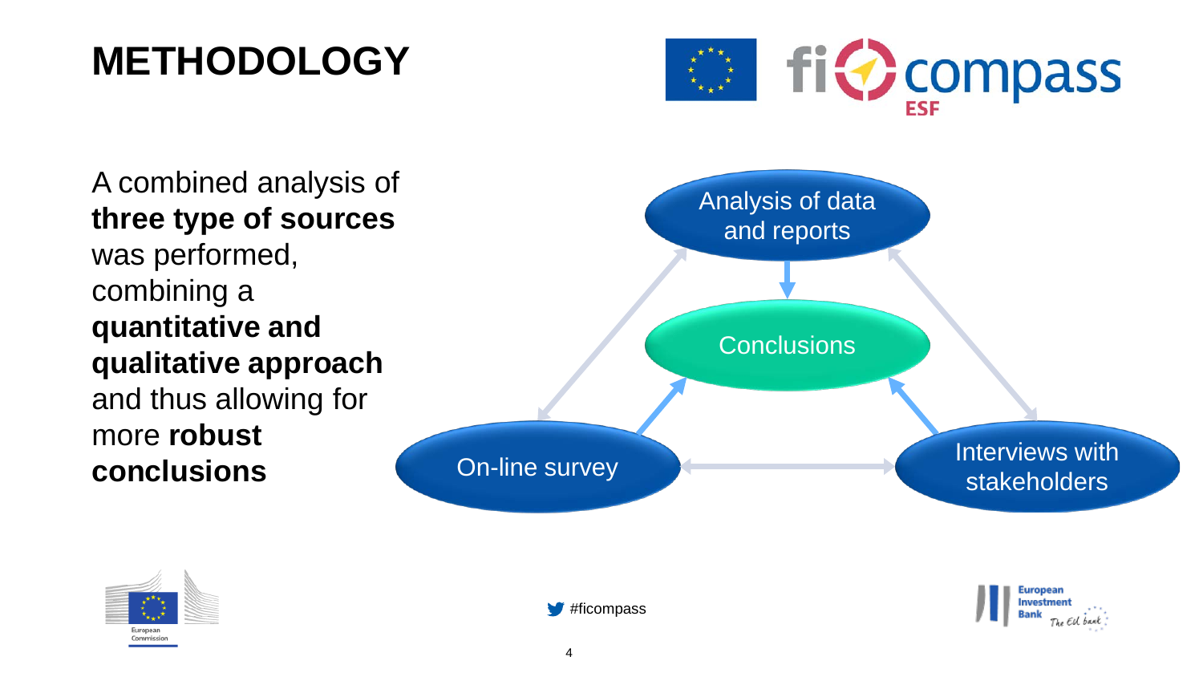# METHODOLOGY

A combined analysis of **three type of sources** was performed, combining a **quantitative and qualitative approach** and thus allowing for more **robust conclusions**

Analysis of data and reports

Conclusions

On-line survey

Interviews with stakeholders

#ficompass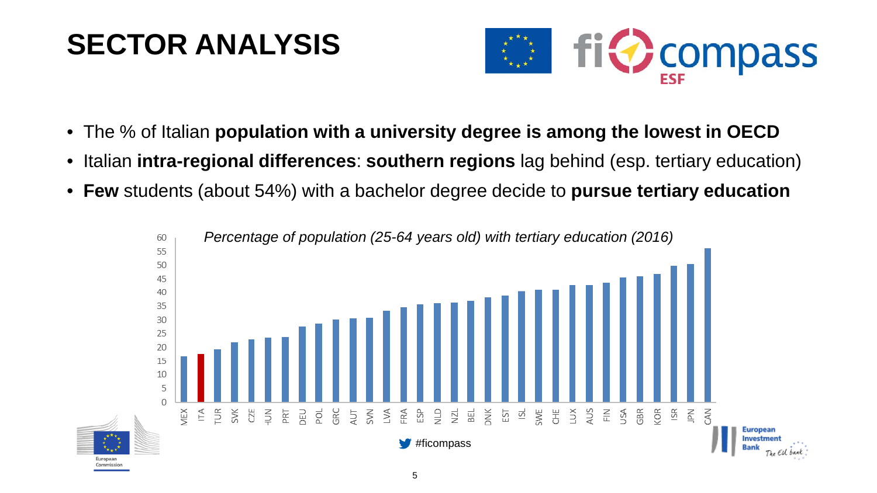# SECTOR ANALYSIS

- The % of Italian **population with a university degree is among the lowest in OECD**
- Italian **intra-regional differences**: **southern regions** lag behind (esp. tertiary education)
- **Few** students (about 54%) with a bachelor degree decide to **pursue tertiary education**

*Percentage of population (25-64 years old) with tertiary education (2016)*

#ficompass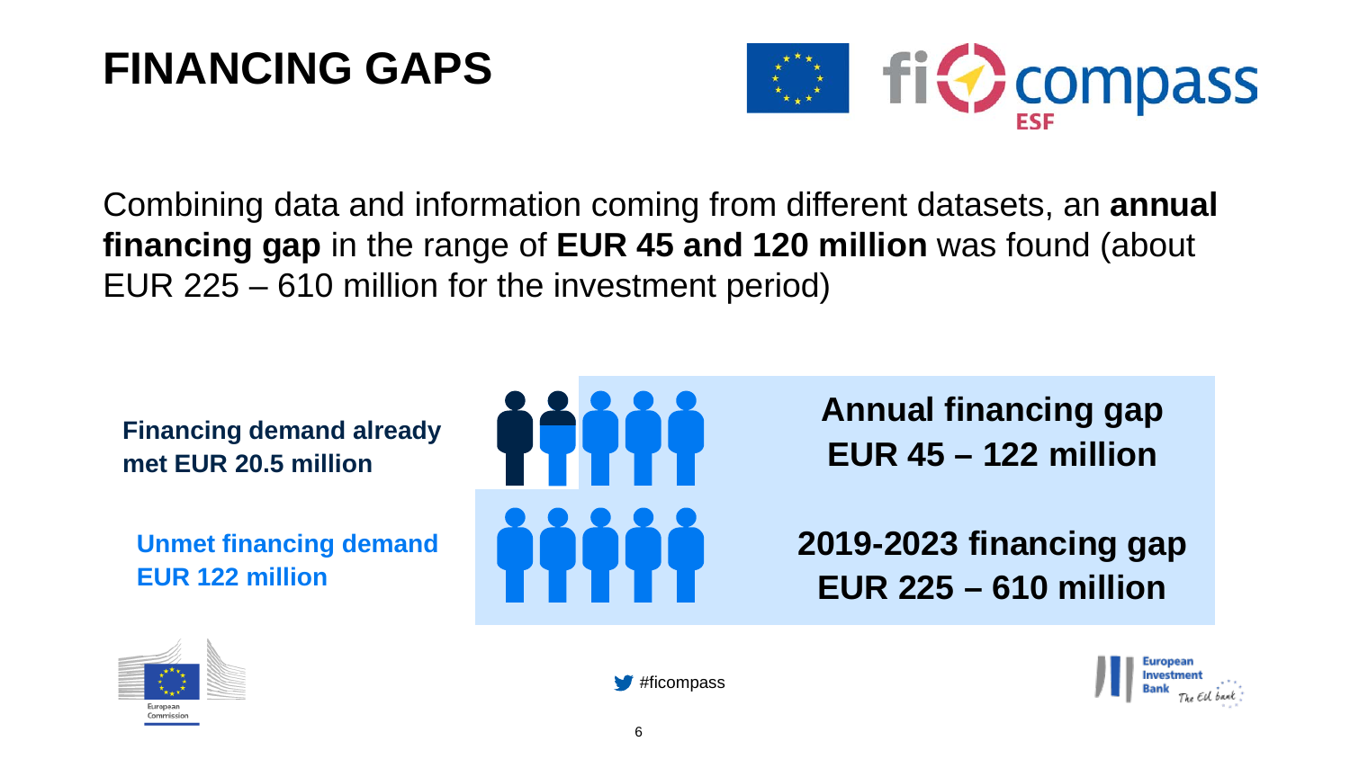# FINANCING GAPS

Combining data and information coming from different datasets, an **annual financing gap** in the range of **EUR 45 and 120 million** was found (about EUR 225 – 610 million for the investment period)

**Financing demand already met EUR 20.5 million**

**Unmet financing demand EUR 122 million**

**Annual financing gap EUR 45 – 122 million**

**2019-2023 financing gap EUR 225 – 610 million**

#ficompass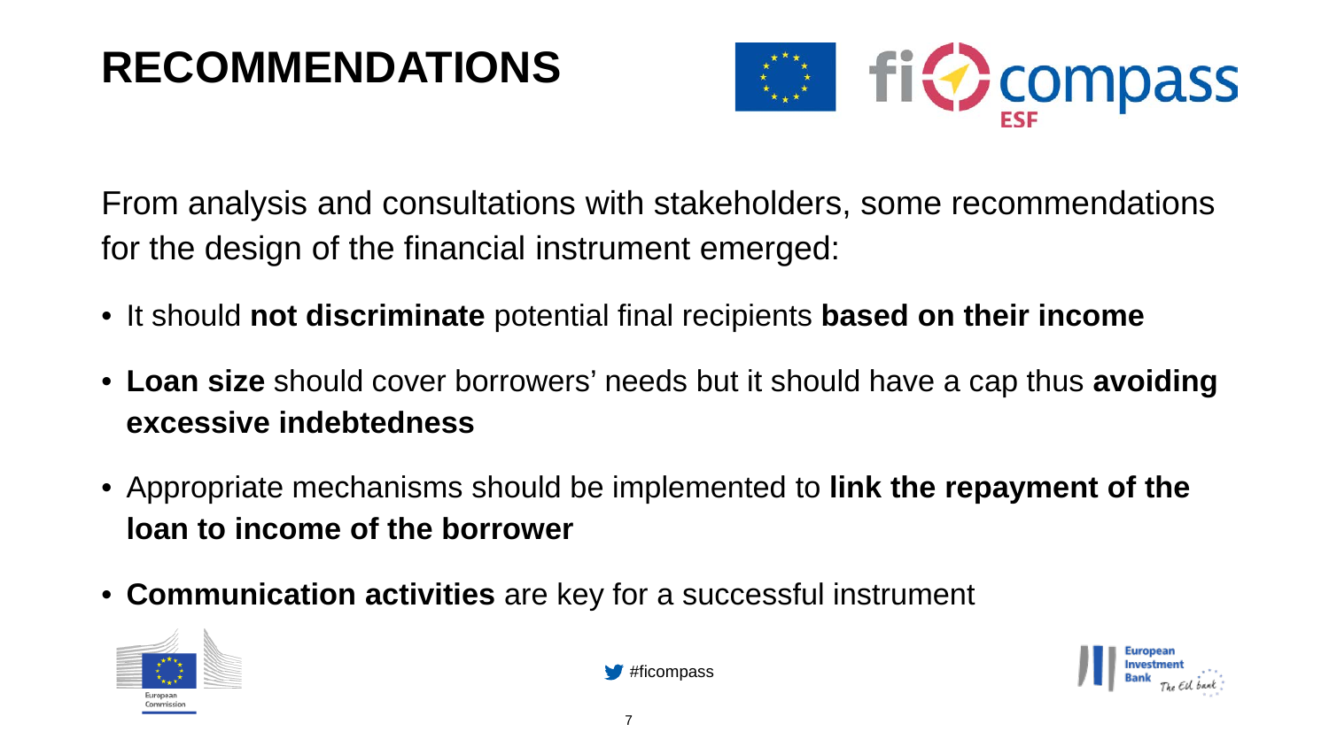# RECOMMENDATIONS

From analysis and consultations with stakeholders, some recommendations for the design of the financial instrument emerged:

- It should **not discriminate** potential final recipients **based on their income**
- **Loan size** should cover borrowers' needs but it should have a cap thus **avoiding excessive indebtedness**
- Appropriate mechanisms should be implemented to **link the repayment of the loan to income of the borrower**
- **Communication activities** are key for a successful instrument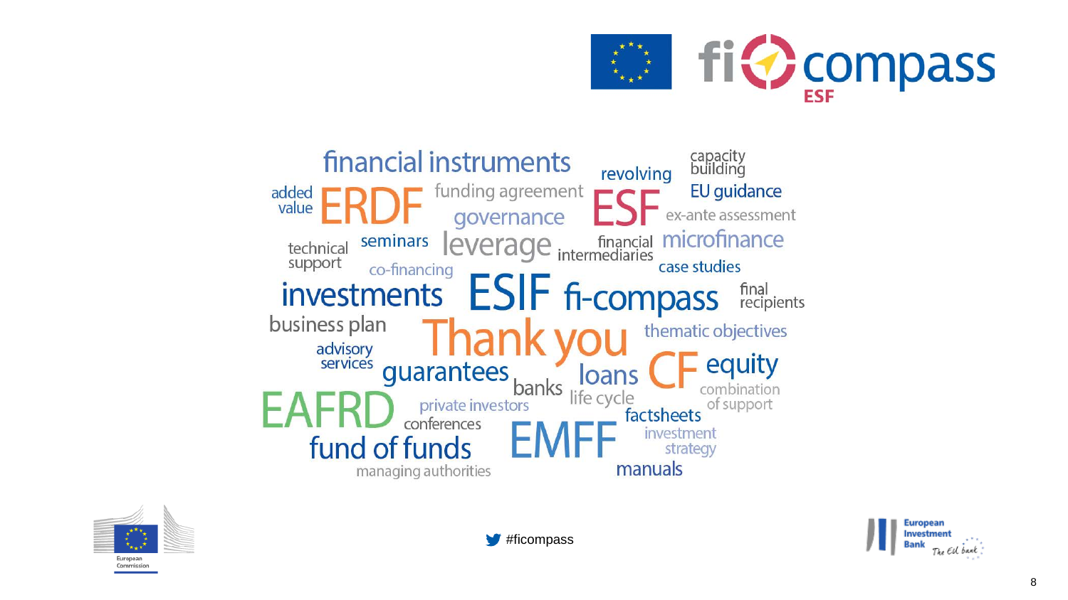fi compass ESF

financial instruments revolving capacity building

added value ERDF funding agreement ESF EU guidance

governance ex-ante assessment

technical support seminars leverage financial intermediaries microfinance

co-financing case studies

investments ESIF fi-compass final recipients

business plan **Thank you** thematic objectives

advisory services guarantees banks loans CF equity

life cycle combination of support

EAFRD private investors factsheets

conferences EMFF investment strategy

fund of funds

managing authorities manuals

#ficompass